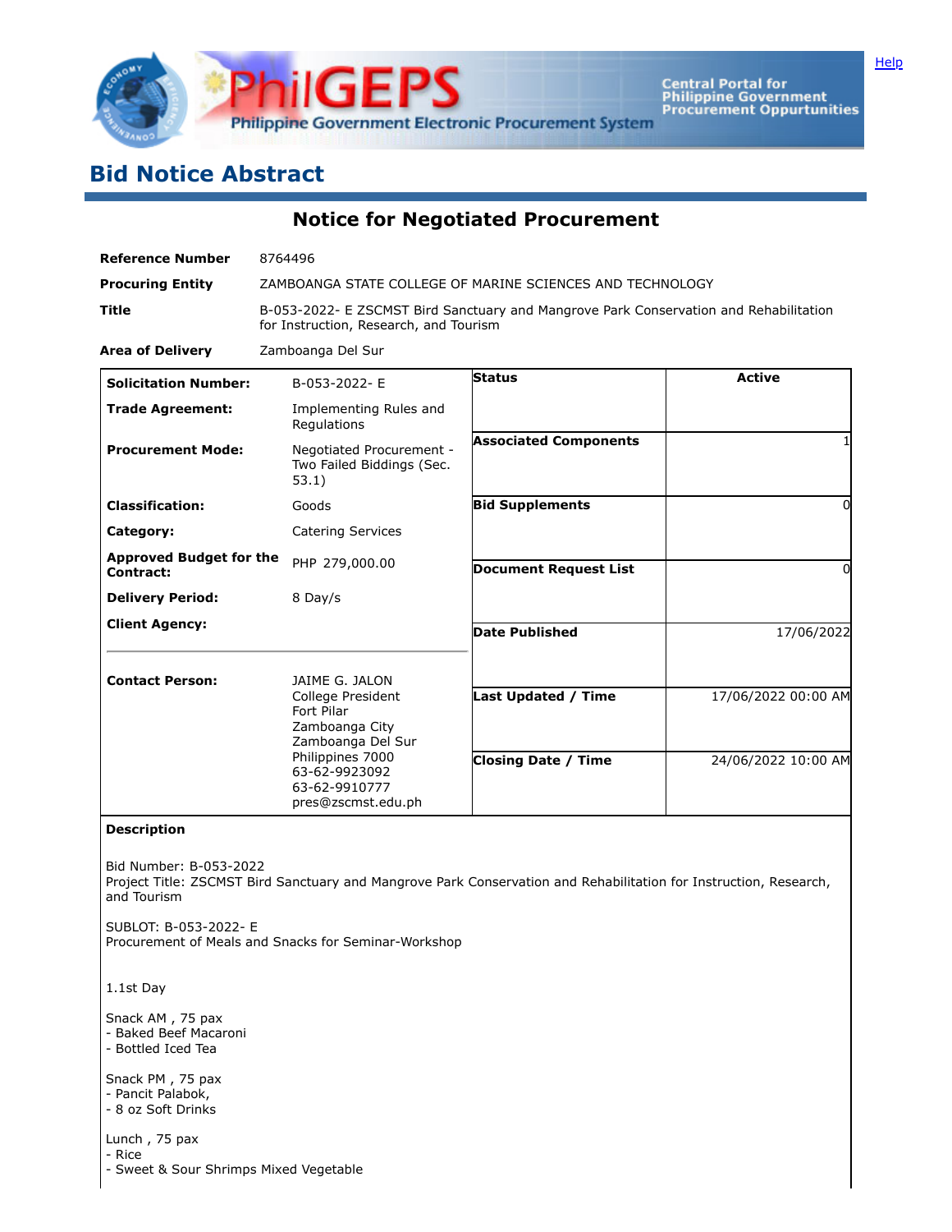# Bid Notice Abstract

## Notice for Negotiated Procurement

| | |
|---|---|
| **Reference Number** | 8764496 |
| **Procuring Entity** | ZAMBOANGA STATE COLLEGE OF MARINE SCIENCES AND TECHNOLOGY |
| **Title** | B-053-2022- E ZSCMST Bird Sanctuary and Mangrove Park Conservation and Rehabilitation for Instruction, Research, and Tourism |
| **Area of Delivery** | Zamboanga Del Sur |

| | | | |
|---|---|---|---|
| **Solicitation Number:** | B-053-2022- E | **Status** | Active |
| **Trade Agreement:** | Implementing Rules and Regulations | | |
| **Procurement Mode:** | Negotiated Procurement - Two Failed Biddings (Sec. 53.1) | **Associated Components** | 1 |
| **Classification:** | Goods | **Bid Supplements** | 0 |
| **Category:** | Catering Services | | |
| **Approved Budget for the Contract:** | PHP 279,000.00 | **Document Request List** | 0 |
| **Delivery Period:** | 8 Day/s | | |
| **Client Agency:** | | **Date Published** | 17/06/2022 |
| **Contact Person:** | JAIME G. JALON<br>College President<br>Fort Pilar<br>Zamboanga City<br>Zamboanga Del Sur<br>Philippines 7000<br>63-62-9923092<br>63-62-9910777<br>pres@zscmst.edu.ph | **Last Updated / Time** | 17/06/2022 00:00 AM |
| | | **Closing Date / Time** | 24/06/2022 10:00 AM |

**Description**

Bid Number: B-053-2022
Project Title: ZSCMST Bird Sanctuary and Mangrove Park Conservation and Rehabilitation for Instruction, Research, and Tourism

SUBLOT: B-053-2022- E
Procurement of Meals and Snacks for Seminar-Workshop

1.1st Day

Snack AM , 75 pax
- Baked Beef Macaroni
- Bottled Iced Tea

Snack PM , 75 pax
- Pancit Palabok,
- 8 oz Soft Drinks

Lunch , 75 pax
- Rice
- Sweet & Sour Shrimps Mixed Vegetable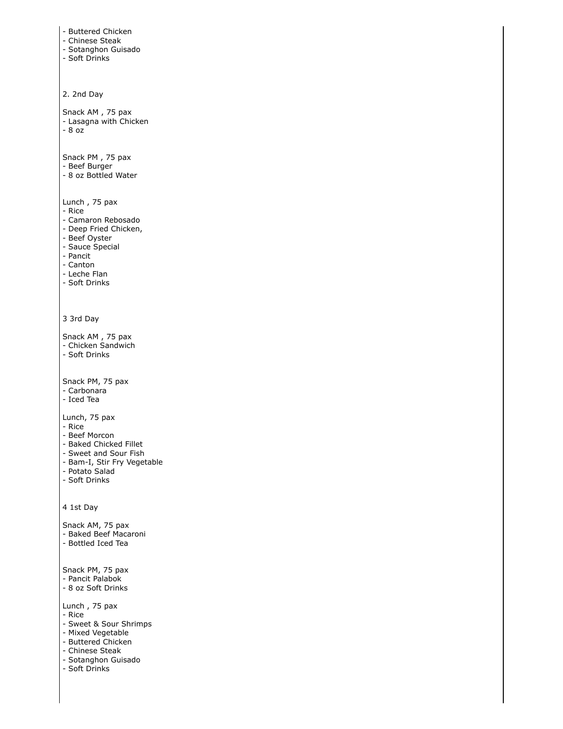- Buttered Chicken
- Chinese Steak
- Sotanghon Guisado
- Soft Drinks

2. 2nd Day

Snack AM , 75 pax
- Lasagna with Chicken
- 8 oz

Snack PM , 75 pax
- Beef Burger
- 8 oz Bottled Water

Lunch , 75 pax
- Rice
- Camaron Rebosado
- Deep Fried Chicken,
- Beef Oyster
- Sauce Special
- Pancit
- Canton
- Leche Flan
- Soft Drinks

3 3rd Day

Snack AM , 75 pax
- Chicken Sandwich
- Soft Drinks

Snack PM, 75 pax
- Carbonara
- Iced Tea

Lunch, 75 pax
- Rice
- Beef Morcon
- Baked Chicked Fillet
- Sweet and Sour Fish
- Bam-I, Stir Fry Vegetable
- Potato Salad
- Soft Drinks

4 1st Day

Snack AM, 75 pax
- Baked Beef Macaroni
- Bottled Iced Tea

Snack PM, 75 pax
- Pancit Palabok
- 8 oz Soft Drinks

Lunch , 75 pax
- Rice
- Sweet & Sour Shrimps
- Mixed Vegetable
- Buttered Chicken
- Chinese Steak
- Sotanghon Guisado
- Soft Drinks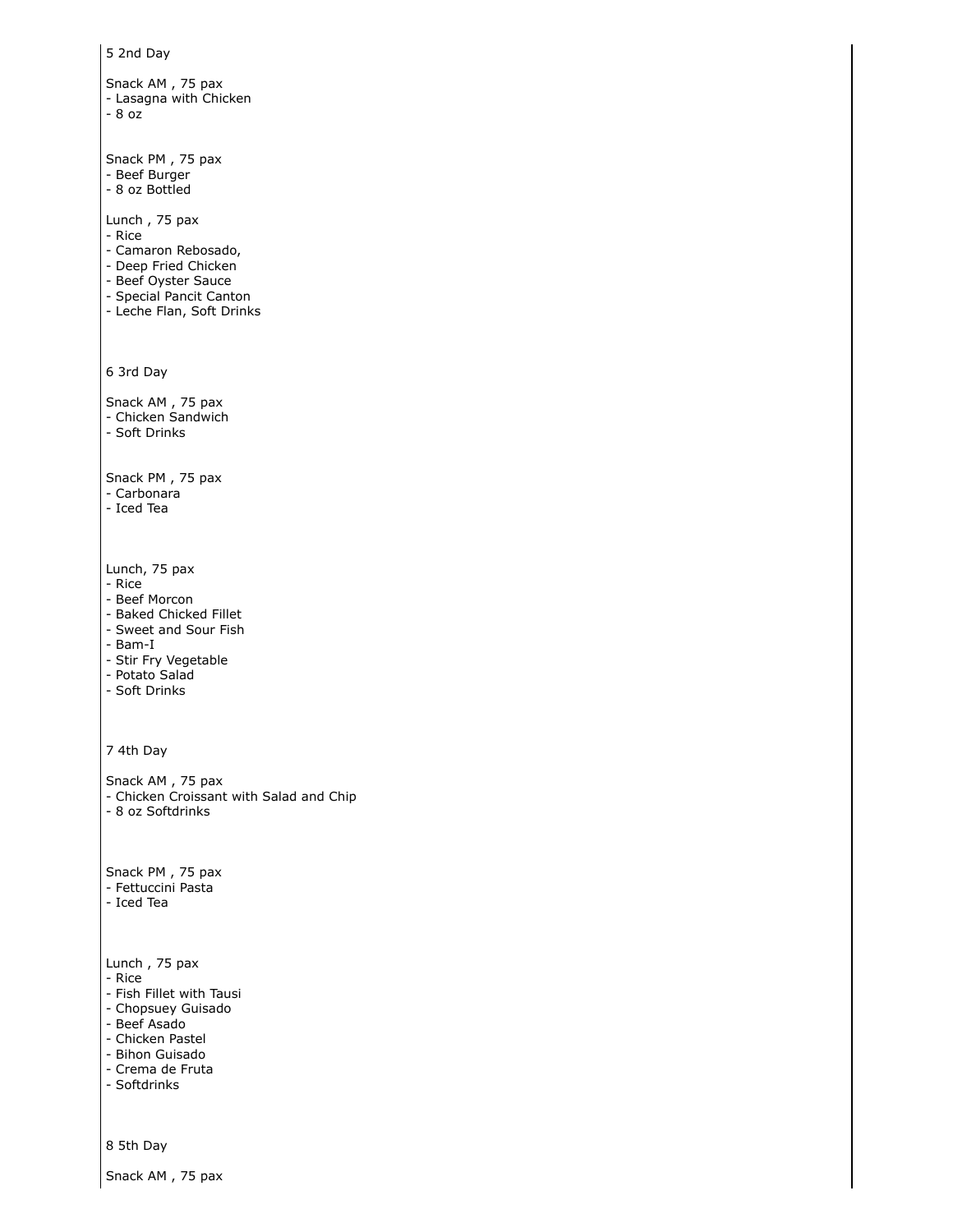5 2nd Day

Snack AM , 75 pax
- Lasagna with Chicken
- 8 oz

Snack PM , 75 pax
- Beef Burger
- 8 oz Bottled

Lunch , 75 pax
- Rice
- Camaron Rebosado,
- Deep Fried Chicken
- Beef Oyster Sauce
- Special Pancit Canton
- Leche Flan, Soft Drinks

6 3rd Day

Snack AM , 75 pax
- Chicken Sandwich
- Soft Drinks

Snack PM , 75 pax
- Carbonara
- Iced Tea

Lunch, 75 pax
- Rice
- Beef Morcon
- Baked Chicked Fillet
- Sweet and Sour Fish
- Bam-I
- Stir Fry Vegetable
- Potato Salad
- Soft Drinks

7 4th Day

Snack AM , 75 pax
- Chicken Croissant with Salad and Chip
- 8 oz Softdrinks

Snack PM , 75 pax
- Fettuccini Pasta
- Iced Tea

Lunch , 75 pax
- Rice
- Fish Fillet with Tausi
- Chopsuey Guisado
- Beef Asado
- Chicken Pastel
- Bihon Guisado
- Crema de Fruta
- Softdrinks

8 5th Day

Snack AM , 75 pax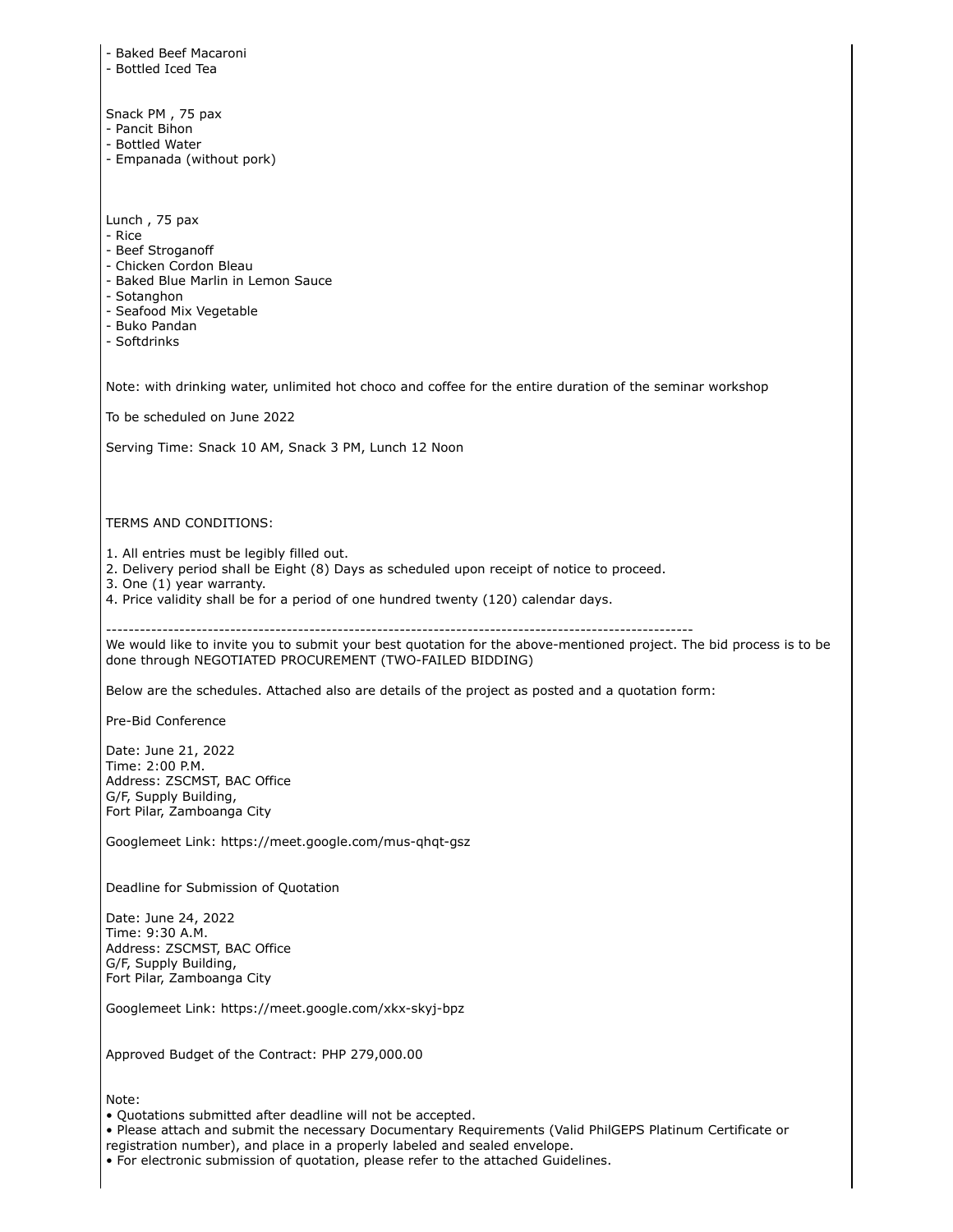- Baked Beef Macaroni
- Bottled Iced Tea

Snack PM , 75 pax
- Pancit Bihon
- Bottled Water
- Empanada (without pork)

Lunch , 75 pax
- Rice
- Beef Stroganoff
- Chicken Cordon Bleau
- Baked Blue Marlin in Lemon Sauce
- Sotanghon
- Seafood Mix Vegetable
- Buko Pandan
- Softdrinks

Note: with drinking water, unlimited hot choco and coffee for the entire duration of the seminar workshop

To be scheduled on June 2022

Serving Time: Snack 10 AM, Snack 3 PM, Lunch 12 Noon

TERMS AND CONDITIONS:

1. All entries must be legibly filled out.
2. Delivery period shall be Eight (8) Days as scheduled upon receipt of notice to proceed.
3. One (1) year warranty.
4. Price validity shall be for a period of one hundred twenty (120) calendar days.

---

We would like to invite you to submit your best quotation for the above-mentioned project. The bid process is to be done through NEGOTIATED PROCUREMENT (TWO-FAILED BIDDING)

Below are the schedules. Attached also are details of the project as posted and a quotation form:

Pre-Bid Conference

Date: June 21, 2022
Time: 2:00 P.M.
Address: ZSCMST, BAC Office
G/F, Supply Building,
Fort Pilar, Zamboanga City

Googlemeet Link: https://meet.google.com/mus-qhqt-gsz

Deadline for Submission of Quotation

Date: June 24, 2022
Time: 9:30 A.M.
Address: ZSCMST, BAC Office
G/F, Supply Building,
Fort Pilar, Zamboanga City

Googlemeet Link: https://meet.google.com/xkx-skyj-bpz

Approved Budget of the Contract: PHP 279,000.00

Note:
• Quotations submitted after deadline will not be accepted.
• Please attach and submit the necessary Documentary Requirements (Valid PhilGEPS Platinum Certificate or registration number), and place in a properly labeled and sealed envelope.
• For electronic submission of quotation, please refer to the attached Guidelines.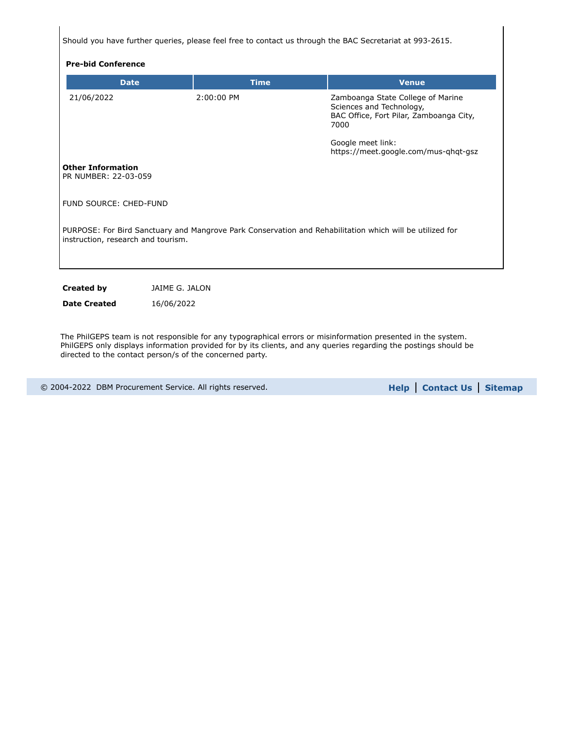Should you have further queries, please feel free to contact us through the BAC Secretariat at 993-2615.

**Pre-bid Conference**

| Date | Time | Venue |
|---|---|---|
| 21/06/2022 | 2:00:00 PM | Zamboanga State College of Marine Sciences and Technology, BAC Office, Fort Pilar, Zamboanga City, 7000<br><br>Google meet link: https://meet.google.com/mus-qhqt-gsz |

**Other Information**
PR NUMBER: 22-03-059

FUND SOURCE: CHED-FUND

PURPOSE: For Bird Sanctuary and Mangrove Park Conservation and Rehabilitation which will be utilized for instruction, research and tourism.

| | |
|---|---|
| **Created by** | JAIME G. JALON |
| **Date Created** | 16/06/2022 |

The PhilGEPS team is not responsible for any typographical errors or misinformation presented in the system. PhilGEPS only displays information provided for by its clients, and any queries regarding the postings should be directed to the contact person/s of the concerned party.

© 2004-2022 DBM Procurement Service. All rights reserved.

**Help** | **Contact Us** | **Sitemap**